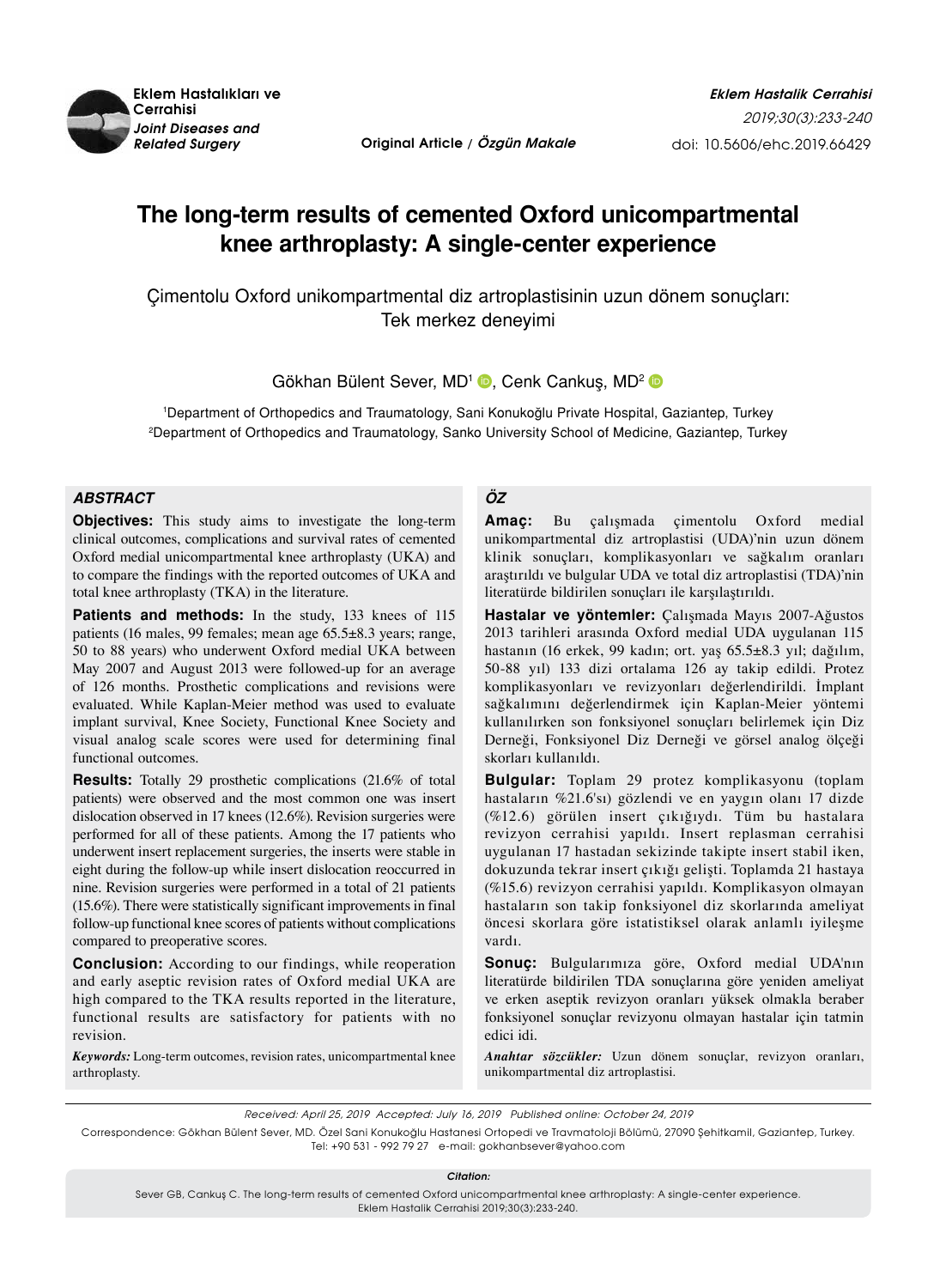Original Article / *Özgün Makale*

# The long-term results of cemented Oxford unicompartmental knee arthroplasty: A single-center experience

## Çimentolu Oxford unikompartmental diz artroplastisinin uzun dönem sonuçları: Tek merkez deneyimi

Gökhan Bülent Sever, MD[1], Cenk Cankuş, MD[2]

[1]Department of Orthopedics and Traumatology, Sani Konukoğlu Private Hospital, Gaziantep, Turkey
[2]Department of Orthopedics and Traumatology, Sanko University School of Medicine, Gaziantep, Turkey

### *ABSTRACT*

**Objectives:** This study aims to investigate the long-term clinical outcomes, complications and survival rates of cemented Oxford medial unicompartmental knee arthroplasty (UKA) and to compare the findings with the reported outcomes of UKA and total knee arthroplasty (TKA) in the literature.

**Patients and methods:** In the study, 133 knees of 115 patients (16 males, 99 females; mean age 65.5±8.3 years; range, 50 to 88 years) who underwent Oxford medial UKA between May 2007 and August 2013 were followed-up for an average of 126 months. Prosthetic complications and revisions were evaluated. While Kaplan-Meier method was used to evaluate implant survival, Knee Society, Functional Knee Society and visual analog scale scores were used for determining final functional outcomes.

**Results:** Totally 29 prosthetic complications (21.6% of total patients) were observed and the most common one was insert dislocation observed in 17 knees (12.6%). Revision surgeries were performed for all of these patients. Among the 17 patients who underwent insert replacement surgeries, the inserts were stable in eight during the follow-up while insert dislocation reoccurred in nine. Revision surgeries were performed in a total of 21 patients (15.6%). There were statistically significant improvements in final follow-up functional knee scores of patients without complications compared to preoperative scores.

**Conclusion:** According to our findings, while reoperation and early aseptic revision rates of Oxford medial UKA are high compared to the TKA results reported in the literature, functional results are satisfactory for patients with no revision.

*Keywords:* Long-term outcomes, revision rates, unicompartmental knee arthroplasty.

### *ÖZ*

**Amaç:** Bu çalışmada çimentolu Oxford medial unikompartmental diz artroplastisi (UDA)'nin uzun dönem klinik sonuçları, komplikasyonları ve sağkalım oranları araştırıldı ve bulgular UDA ve total diz artroplastisi (TDA)'nin literatürde bildirilen sonuçları ile karşılaştırıldı.

**Hastalar ve yöntemler:** Çalışmada Mayıs 2007-Ağustos 2013 tarihleri arasında Oxford medial UDA uygulanan 115 hastanın (16 erkek, 99 kadın; ort. yaş 65.5±8.3 yıl; dağılım, 50-88 yıl) 133 dizi ortalama 126 ay takip edildi. Protez komplikasyonları ve revizyonları değerlendirildi. İmplant sağkalımını değerlendirmek için Kaplan-Meier yöntemi kullanılırken son fonksiyonel sonuçları belirlemek için Diz Derneği, Fonksiyonel Diz Derneği ve görsel analog ölçeği skorları kullanıldı.

**Bulgular:** Toplam 29 protez komplikasyonu (toplam hastaların %21.6'sı) gözlendi ve en yaygın olanı 17 dizde (%12.6) görülen insert çıkığıydı. Tüm bu hastalara revizyon cerrahisi yapıldı. Insert replasman cerrahisi uygulanan 17 hastadan sekizinde takipte insert stabil iken, dokuzunda tekrar insert çıkığı gelişti. Toplamda 21 hastaya (%15.6) revizyon cerrahisi yapıldı. Komplikasyon olmayan hastaların son takip fonksiyonel diz skorlarında ameliyat öncesi skorlara göre istatistiksel olarak anlamlı iyileşme vardı.

**Sonuç:** Bulgularımıza göre, Oxford medial UDA'nın literatürde bildirilen TDA sonuçlarına göre yeniden ameliyat ve erken aseptik revizyon oranları yüksek olmakla beraber fonksiyonel sonuçlar revizyonu olmayan hastalar için tatmin edici idi.

*Anahtar sözcükler:* Uzun dönem sonuçlar, revizyon oranları, unikompartmental diz artroplastisi.

*Received: April 25, 2019 Accepted: July 16, 2019 Published online: October 24, 2019*

Correspondence: Gökhan Bülent Sever, MD. Özel Sani Konukoğlu Hastanesi Ortopedi ve Travmatoloji Bölümü, 27090 Şehitkamil, Gaziantep, Turkey.
Tel: +90 531 - 992 79 27 e-mail: gokhanbsever@yahoo.com

***Citation:***

Sever GB, Cankuş C. The long-term results of cemented Oxford unicompartmental knee arthroplasty: A single-center experience. Eklem Hastalik Cerrahisi 2019;30(3):233-240.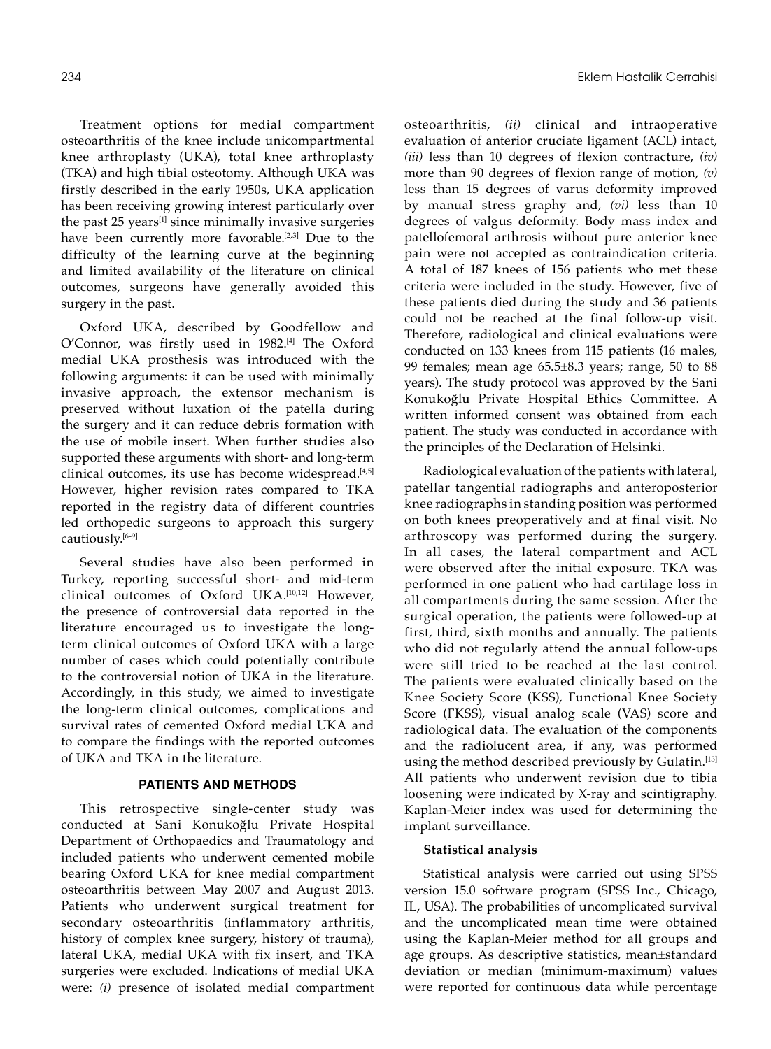Treatment options for medial compartment osteoarthritis of the knee include unicompartmental knee arthroplasty (UKA), total knee arthroplasty (TKA) and high tibial osteotomy. Although UKA was firstly described in the early 1950s, UKA application has been receiving growing interest particularly over the past 25 years[1] since minimally invasive surgeries have been currently more favorable.[2,3] Due to the difficulty of the learning curve at the beginning and limited availability of the literature on clinical outcomes, surgeons have generally avoided this surgery in the past.

Oxford UKA, described by Goodfellow and O'Connor, was firstly used in 1982.[4] The Oxford medial UKA prosthesis was introduced with the following arguments: it can be used with minimally invasive approach, the extensor mechanism is preserved without luxation of the patella during the surgery and it can reduce debris formation with the use of mobile insert. When further studies also supported these arguments with short- and long-term clinical outcomes, its use has become widespread.[4,5] However, higher revision rates compared to TKA reported in the registry data of different countries led orthopedic surgeons to approach this surgery cautiously.[6-9]

Several studies have also been performed in Turkey, reporting successful short- and mid-term clinical outcomes of Oxford UKA.[10,12] However, the presence of controversial data reported in the literature encouraged us to investigate the long-term clinical outcomes of Oxford UKA with a large number of cases which could potentially contribute to the controversial notion of UKA in the literature. Accordingly, in this study, we aimed to investigate the long-term clinical outcomes, complications and survival rates of cemented Oxford medial UKA and to compare the findings with the reported outcomes of UKA and TKA in the literature.

## PATIENTS AND METHODS

This retrospective single-center study was conducted at Sani Konukoğlu Private Hospital Department of Orthopaedics and Traumatology and included patients who underwent cemented mobile bearing Oxford UKA for knee medial compartment osteoarthritis between May 2007 and August 2013. Patients who underwent surgical treatment for secondary osteoarthritis (inflammatory arthritis, history of complex knee surgery, history of trauma), lateral UKA, medial UKA with fix insert, and TKA surgeries were excluded. Indications of medial UKA were: *(i)* presence of isolated medial compartment osteoarthritis, *(ii)* clinical and intraoperative evaluation of anterior cruciate ligament (ACL) intact, *(iii)* less than 10 degrees of flexion contracture, *(iv)* more than 90 degrees of flexion range of motion, *(v)* less than 15 degrees of varus deformity improved by manual stress graphy and, *(vi)* less than 10 degrees of valgus deformity. Body mass index and patellofemoral arthrosis without pure anterior knee pain were not accepted as contraindication criteria. A total of 187 knees of 156 patients who met these criteria were included in the study. However, five of these patients died during the study and 36 patients could not be reached at the final follow-up visit. Therefore, radiological and clinical evaluations were conducted on 133 knees from 115 patients (16 males, 99 females; mean age 65.5±8.3 years; range, 50 to 88 years). The study protocol was approved by the Sani Konukoğlu Private Hospital Ethics Committee. A written informed consent was obtained from each patient. The study was conducted in accordance with the principles of the Declaration of Helsinki.

Radiological evaluation of the patients with lateral, patellar tangential radiographs and anteroposterior knee radiographs in standing position was performed on both knees preoperatively and at final visit. No arthroscopy was performed during the surgery. In all cases, the lateral compartment and ACL were observed after the initial exposure. TKA was performed in one patient who had cartilage loss in all compartments during the same session. After the surgical operation, the patients were followed-up at first, third, sixth months and annually. The patients who did not regularly attend the annual follow-ups were still tried to be reached at the last control. The patients were evaluated clinically based on the Knee Society Score (KSS), Functional Knee Society Score (FKSS), visual analog scale (VAS) score and radiological data. The evaluation of the components and the radiolucent area, if any, was performed using the method described previously by Gulatin.[13] All patients who underwent revision due to tibia loosening were indicated by X-ray and scintigraphy. Kaplan-Meier index was used for determining the implant surveillance.

### Statistical analysis

Statistical analysis were carried out using SPSS version 15.0 software program (SPSS Inc., Chicago, IL, USA). The probabilities of uncomplicated survival and the uncomplicated mean time were obtained using the Kaplan-Meier method for all groups and age groups. As descriptive statistics, mean±standard deviation or median (minimum-maximum) values were reported for continuous data while percentage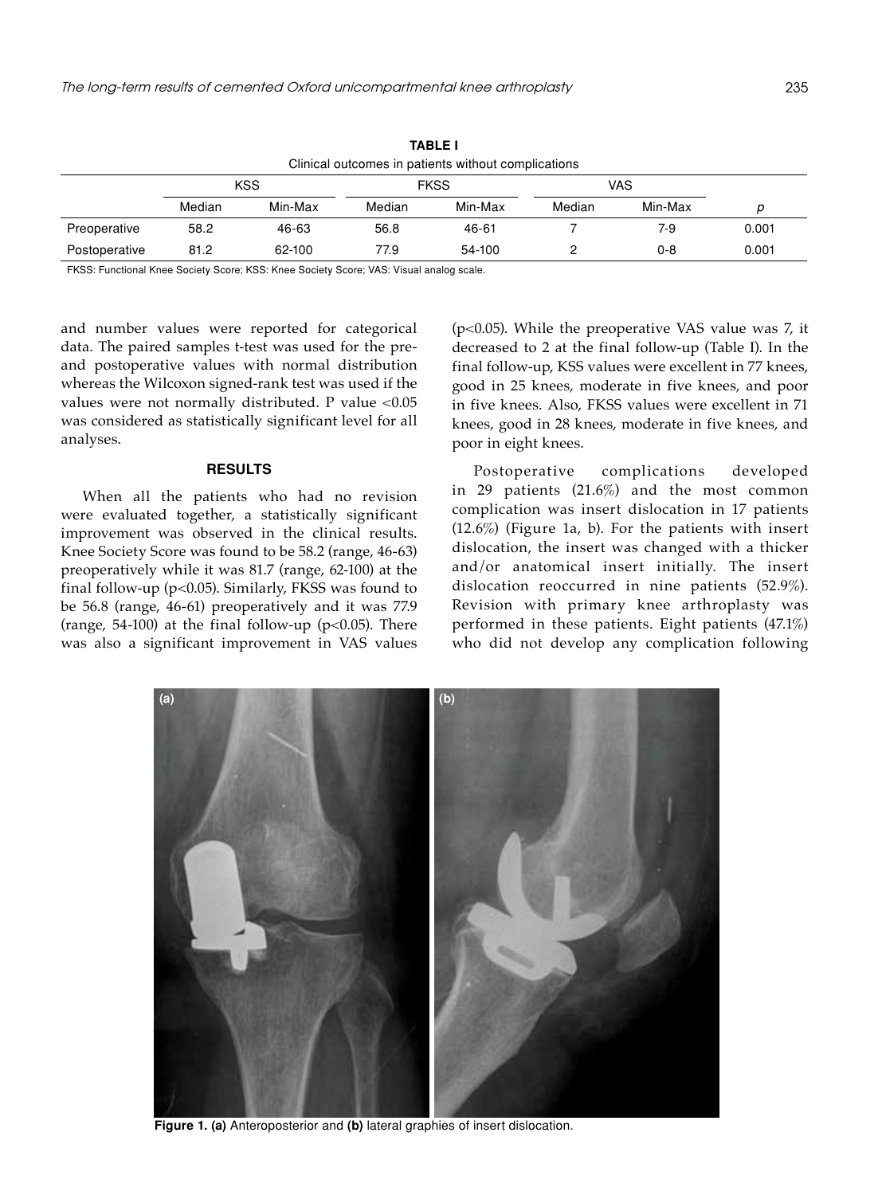**TABLE I**
Clinical outcomes in patients without complications

| | KSS | | FKSS | | VAS | | |
|---|---|---|---|---|---|---|---|
| | Median | Min-Max | Median | Min-Max | Median | Min-Max | *p* |
| Preoperative | 58.2 | 46-63 | 56.8 | 46-61 | 7 | 7-9 | 0.001 |
| Postoperative | 81.2 | 62-100 | 77.9 | 54-100 | 2 | 0-8 | 0.001 |

FKSS: Functional Knee Society Score; KSS: Knee Society Score; VAS: Visual analog scale.

and number values were reported for categorical data. The paired samples t-test was used for the pre- and postoperative values with normal distribution whereas the Wilcoxon signed-rank test was used if the values were not normally distributed. P value <0.05 was considered as statistically significant level for all analyses.

## RESULTS

When all the patients who had no revision were evaluated together, a statistically significant improvement was observed in the clinical results. Knee Society Score was found to be 58.2 (range, 46-63) preoperatively while it was 81.7 (range, 62-100) at the final follow-up (p<0.05). Similarly, FKSS was found to be 56.8 (range, 46-61) preoperatively and it was 77.9 (range, 54-100) at the final follow-up (p<0.05). There was also a significant improvement in VAS values (p<0.05). While the preoperative VAS value was 7, it decreased to 2 at the final follow-up (Table I). In the final follow-up, KSS values were excellent in 77 knees, good in 25 knees, moderate in five knees, and poor in five knees. Also, FKSS values were excellent in 71 knees, good in 28 knees, moderate in five knees, and poor in eight knees.

Postoperative complications developed in 29 patients (21.6%) and the most common complication was insert dislocation in 17 patients (12.6%) (Figure 1a, b). For the patients with insert dislocation, the insert was changed with a thicker and/or anatomical insert initially. The insert dislocation reoccurred in nine patients (52.9%). Revision with primary knee arthroplasty was performed in these patients. Eight patients (47.1%) who did not develop any complication following

**Figure 1. (a)** Anteroposterior and **(b)** lateral graphies of insert dislocation.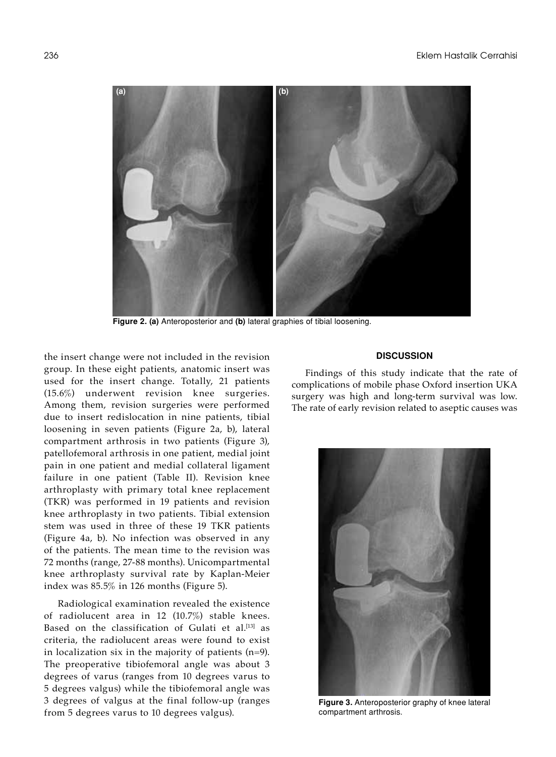Figure 2. (a) Anteroposterior and (b) lateral graphies of tibial loosening.

the insert change were not included in the revision group. In these eight patients, anatomic insert was used for the insert change. Totally, 21 patients (15.6%) underwent revision knee surgeries. Among them, revision surgeries were performed due to insert redislocation in nine patients, tibial loosening in seven patients (Figure 2a, b), lateral compartment arthrosis in two patients (Figure 3), patellofemoral arthrosis in one patient, medial joint pain in one patient and medial collateral ligament failure in one patient (Table II). Revision knee arthroplasty with primary total knee replacement (TKR) was performed in 19 patients and revision knee arthroplasty in two patients. Tibial extension stem was used in three of these 19 TKR patients (Figure 4a, b). No infection was observed in any of the patients. The mean time to the revision was 72 months (range, 27-88 months). Unicompartmental knee arthroplasty survival rate by Kaplan-Meier index was 85.5% in 126 months (Figure 5).

Radiological examination revealed the existence of radiolucent area in 12 (10.7%) stable knees. Based on the classification of Gulati et al.[13] as criteria, the radiolucent areas were found to exist in localization six in the majority of patients (n=9). The preoperative tibiofemoral angle was about 3 degrees of varus (ranges from 10 degrees varus to 5 degrees valgus) while the tibiofemoral angle was 3 degrees of valgus at the final follow-up (ranges from 5 degrees varus to 10 degrees valgus).

## DISCUSSION

Findings of this study indicate that the rate of complications of mobile phase Oxford insertion UKA surgery was high and long-term survival was low. The rate of early revision related to aseptic causes was

Figure 3. Anteroposterior graphy of knee lateral compartment arthrosis.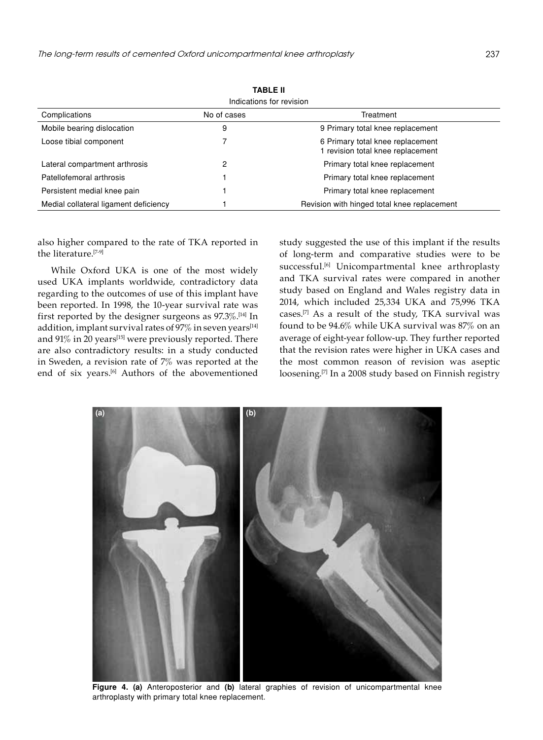**TABLE II**
Indications for revision

| Complications | No of cases | Treatment |
|---|---|---|
| Mobile bearing dislocation | 9 | 9 Primary total knee replacement |
| Loose tibial component | 7 | 6 Primary total knee replacement<br>1 revision total knee replacement |
| Lateral compartment arthrosis | 2 | Primary total knee replacement |
| Patellofemoral arthrosis | 1 | Primary total knee replacement |
| Persistent medial knee pain | 1 | Primary total knee replacement |
| Medial collateral ligament deficiency | 1 | Revision with hinged total knee replacement |

also higher compared to the rate of TKA reported in the literature.[7-9]

While Oxford UKA is one of the most widely used UKA implants worldwide, contradictory data regarding to the outcomes of use of this implant have been reported. In 1998, the 10-year survival rate was first reported by the designer surgeons as 97.3%.[14] In addition, implant survival rates of 97% in seven years[14] and 91% in 20 years[15] were previously reported. There are also contradictory results: in a study conducted in Sweden, a revision rate of 7% was reported at the end of six years.[6] Authors of the abovementioned study suggested the use of this implant if the results of long-term and comparative studies were to be successful.[6] Unicompartmental knee arthroplasty and TKA survival rates were compared in another study based on England and Wales registry data in 2014, which included 25,334 UKA and 75,996 TKA cases.[7] As a result of the study, TKA survival was found to be 94.6% while UKA survival was 87% on an average of eight-year follow-up. They further reported that the revision rates were higher in UKA cases and the most common reason of revision was aseptic loosening.[7] In a 2008 study based on Finnish registry

**Figure 4. (a)** Anteroposterior and **(b)** lateral graphies of revision of unicompartmental knee arthroplasty with primary total knee replacement.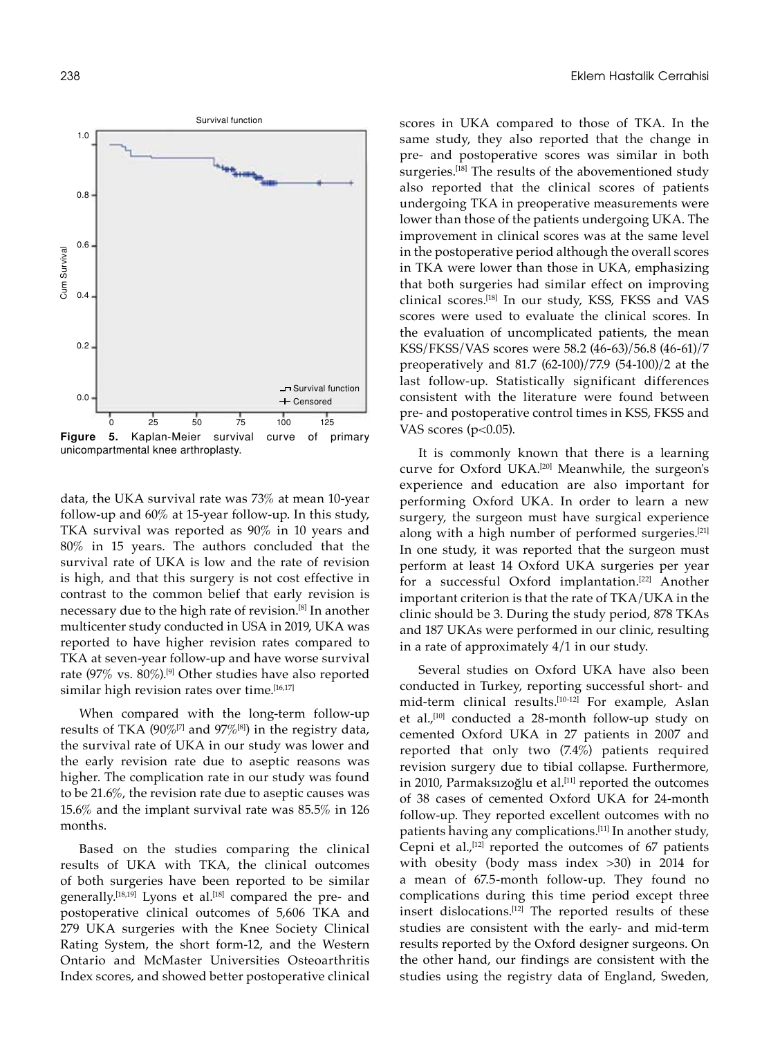Figure 5. Kaplan-Meier survival curve of primary unicompartmental knee arthroplasty.

data, the UKA survival rate was 73% at mean 10-year follow-up and 60% at 15-year follow-up. In this study, TKA survival was reported as 90% in 10 years and 80% in 15 years. The authors concluded that the survival rate of UKA is low and the rate of revision is high, and that this surgery is not cost effective in contrast to the common belief that early revision is necessary due to the high rate of revision.[8] In another multicenter study conducted in USA in 2019, UKA was reported to have higher revision rates compared to TKA at seven-year follow-up and have worse survival rate (97% vs. 80%).[9] Other studies have also reported similar high revision rates over time.[16,17]

When compared with the long-term follow-up results of TKA (90%[7] and 97%[8]) in the registry data, the survival rate of UKA in our study was lower and the early revision rate due to aseptic reasons was higher. The complication rate in our study was found to be 21.6%, the revision rate due to aseptic causes was 15.6% and the implant survival rate was 85.5% in 126 months.

Based on the studies comparing the clinical results of UKA with TKA, the clinical outcomes of both surgeries have been reported to be similar generally.[18,19] Lyons et al.[18] compared the pre- and postoperative clinical outcomes of 5,606 TKA and 279 UKA surgeries with the Knee Society Clinical Rating System, the short form-12, and the Western Ontario and McMaster Universities Osteoarthritis Index scores, and showed better postoperative clinical scores in UKA compared to those of TKA. In the same study, they also reported that the change in pre- and postoperative scores was similar in both surgeries.[18] The results of the abovementioned study also reported that the clinical scores of patients undergoing TKA in preoperative measurements were lower than those of the patients undergoing UKA. The improvement in clinical scores was at the same level in the postoperative period although the overall scores in TKA were lower than those in UKA, emphasizing that both surgeries had similar effect on improving clinical scores.[18] In our study, KSS, FKSS and VAS scores were used to evaluate the clinical scores. In the evaluation of uncomplicated patients, the mean KSS/FKSS/VAS scores were 58.2 (46-63)/56.8 (46-61)/7 preoperatively and 81.7 (62-100)/77.9 (54-100)/2 at the last follow-up. Statistically significant differences consistent with the literature were found between pre- and postoperative control times in KSS, FKSS and VAS scores ($p<0.05$).

It is commonly known that there is a learning curve for Oxford UKA.[20] Meanwhile, the surgeon's experience and education are also important for performing Oxford UKA. In order to learn a new surgery, the surgeon must have surgical experience along with a high number of performed surgeries.[21] In one study, it was reported that the surgeon must perform at least 14 Oxford UKA surgeries per year for a successful Oxford implantation.[22] Another important criterion is that the rate of TKA/UKA in the clinic should be 3. During the study period, 878 TKAs and 187 UKAs were performed in our clinic, resulting in a rate of approximately 4/1 in our study.

Several studies on Oxford UKA have also been conducted in Turkey, reporting successful short- and mid-term clinical results.[10-12] For example, Aslan et al.,[10] conducted a 28-month follow-up study on cemented Oxford UKA in 27 patients in 2007 and reported that only two (7.4%) patients required revision surgery due to tibial collapse. Furthermore, in 2010, Parmaksızoğlu et al.[11] reported the outcomes of 38 cases of cemented Oxford UKA for 24-month follow-up. They reported excellent outcomes with no patients having any complications.[11] In another study, Cepni et al.,[12] reported the outcomes of 67 patients with obesity (body mass index >30) in 2014 for a mean of 67.5-month follow-up. They found no complications during this time period except three insert dislocations.[12] The reported results of these studies are consistent with the early- and mid-term results reported by the Oxford designer surgeons. On the other hand, our findings are consistent with the studies using the registry data of England, Sweden,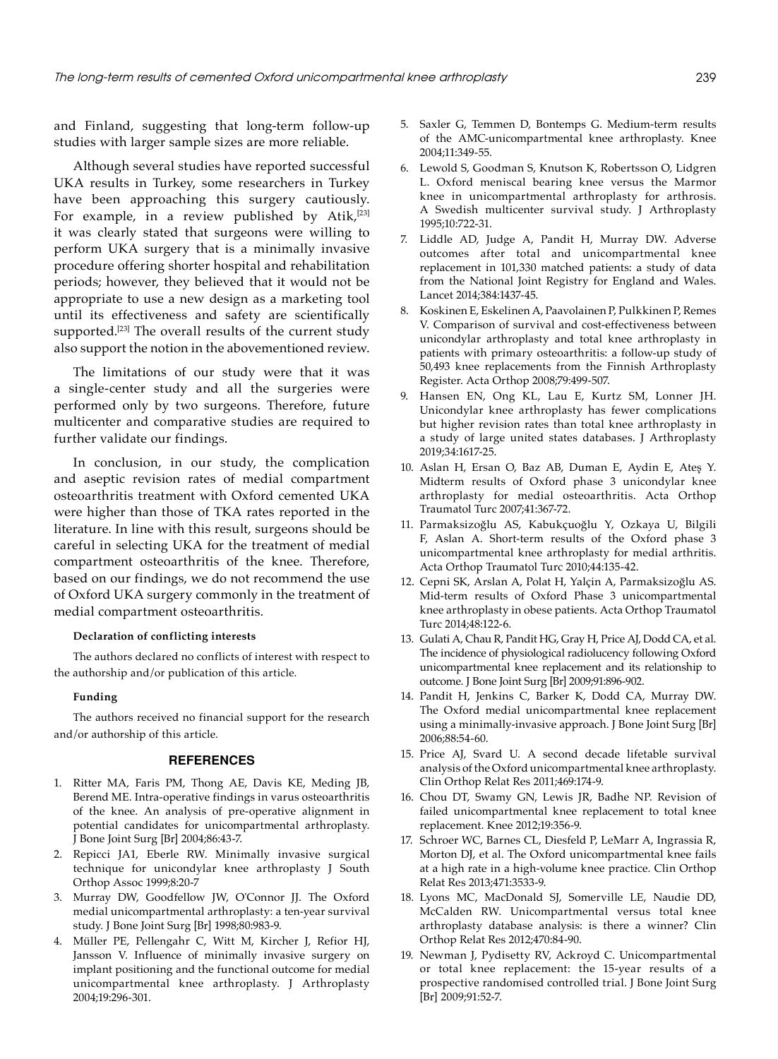and Finland, suggesting that long-term follow-up studies with larger sample sizes are more reliable.

Although several studies have reported successful UKA results in Turkey, some researchers in Turkey have been approaching this surgery cautiously. For example, in a review published by Atik,[23] it was clearly stated that surgeons were willing to perform UKA surgery that is a minimally invasive procedure offering shorter hospital and rehabilitation periods; however, they believed that it would not be appropriate to use a new design as a marketing tool until its effectiveness and safety are scientifically supported.[23] The overall results of the current study also support the notion in the abovementioned review.

The limitations of our study were that it was a single-center study and all the surgeries were performed only by two surgeons. Therefore, future multicenter and comparative studies are required to further validate our findings.

In conclusion, in our study, the complication and aseptic revision rates of medial compartment osteoarthritis treatment with Oxford cemented UKA were higher than those of TKA rates reported in the literature. In line with this result, surgeons should be careful in selecting UKA for the treatment of medial compartment osteoarthritis of the knee. Therefore, based on our findings, we do not recommend the use of Oxford UKA surgery commonly in the treatment of medial compartment osteoarthritis.

**Declaration of conflicting interests**

The authors declared no conflicts of interest with respect to the authorship and/or publication of this article.

**Funding**

The authors received no financial support for the research and/or authorship of this article.

## REFERENCES

1. Ritter MA, Faris PM, Thong AE, Davis KE, Meding JB, Berend ME. Intra-operative findings in varus osteoarthritis of the knee. An analysis of pre-operative alignment in potential candidates for unicompartmental arthroplasty. J Bone Joint Surg [Br] 2004;86:43-7.
2. Repicci JA1, Eberle RW. Minimally invasive surgical technique for unicondylar knee arthroplasty J South Orthop Assoc 1999;8:20-7
3. Murray DW, Goodfellow JW, O'Connor JJ. The Oxford medial unicompartmental arthroplasty: a ten-year survival study. J Bone Joint Surg [Br] 1998;80:983-9.
4. Müller PE, Pellengahr C, Witt M, Kircher J, Refior HJ, Jansson V. Influence of minimally invasive surgery on implant positioning and the functional outcome for medial unicompartmental knee arthroplasty. J Arthroplasty 2004;19:296-301.
5. Saxler G, Temmen D, Bontemps G. Medium-term results of the AMC-unicompartmental knee arthroplasty. Knee 2004;11:349-55.
6. Lewold S, Goodman S, Knutson K, Robertsson O, Lidgren L. Oxford meniscal bearing knee versus the Marmor knee in unicompartmental arthroplasty for arthrosis. A Swedish multicenter survival study. J Arthroplasty 1995;10:722-31.
7. Liddle AD, Judge A, Pandit H, Murray DW. Adverse outcomes after total and unicompartmental knee replacement in 101,330 matched patients: a study of data from the National Joint Registry for England and Wales. Lancet 2014;384:1437-45.
8. Koskinen E, Eskelinen A, Paavolainen P, Pulkkinen P, Remes V. Comparison of survival and cost-effectiveness between unicondylar arthroplasty and total knee arthroplasty in patients with primary osteoarthritis: a follow-up study of 50,493 knee replacements from the Finnish Arthroplasty Register. Acta Orthop 2008;79:499-507.
9. Hansen EN, Ong KL, Lau E, Kurtz SM, Lonner JH. Unicondylar knee arthroplasty has fewer complications but higher revision rates than total knee arthroplasty in a study of large united states databases. J Arthroplasty 2019;34:1617-25.
10. Aslan H, Ersan O, Baz AB, Duman E, Aydin E, Ateş Y. Midterm results of Oxford phase 3 unicondylar knee arthroplasty for medial osteoarthritis. Acta Orthop Traumatol Turc 2007;41:367-72.
11. Parmaksizoğlu AS, Kabukçuoğlu Y, Ozkaya U, Bilgili F, Aslan A. Short-term results of the Oxford phase 3 unicompartmental knee arthroplasty for medial arthritis. Acta Orthop Traumatol Turc 2010;44:135-42.
12. Cepni SK, Arslan A, Polat H, Yalçin A, Parmaksizoğlu AS. Mid-term results of Oxford Phase 3 unicompartmental knee arthroplasty in obese patients. Acta Orthop Traumatol Turc 2014;48:122-6.
13. Gulati A, Chau R, Pandit HG, Gray H, Price AJ, Dodd CA, et al. The incidence of physiological radiolucency following Oxford unicompartmental knee replacement and its relationship to outcome. J Bone Joint Surg [Br] 2009;91:896-902.
14. Pandit H, Jenkins C, Barker K, Dodd CA, Murray DW. The Oxford medial unicompartmental knee replacement using a minimally-invasive approach. J Bone Joint Surg [Br] 2006;88:54-60.
15. Price AJ, Svard U. A second decade lifetable survival analysis of the Oxford unicompartmental knee arthroplasty. Clin Orthop Relat Res 2011;469:174-9.
16. Chou DT, Swamy GN, Lewis JR, Badhe NP. Revision of failed unicompartmental knee replacement to total knee replacement. Knee 2012;19:356-9.
17. Schroer WC, Barnes CL, Diesfeld P, LeMarr A, Ingrassia R, Morton DJ, et al. The Oxford unicompartmental knee fails at a high rate in a high-volume knee practice. Clin Orthop Relat Res 2013;471:3533-9.
18. Lyons MC, MacDonald SJ, Somerville LE, Naudie DD, McCalden RW. Unicompartmental versus total knee arthroplasty database analysis: is there a winner? Clin Orthop Relat Res 2012;470:84-90.
19. Newman J, Pydisetty RV, Ackroyd C. Unicompartmental or total knee replacement: the 15-year results of a prospective randomised controlled trial. J Bone Joint Surg [Br] 2009;91:52-7.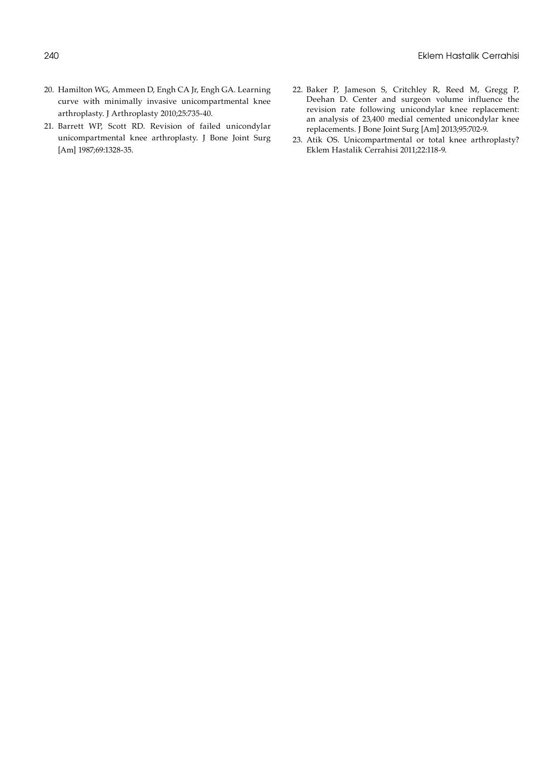20. Hamilton WG, Ammeen D, Engh CA Jr, Engh GA. Learning curve with minimally invasive unicompartmental knee arthroplasty. J Arthroplasty 2010;25:735-40.
21. Barrett WP, Scott RD. Revision of failed unicondylar unicompartmental knee arthroplasty. J Bone Joint Surg [Am] 1987;69:1328-35.
22. Baker P, Jameson S, Critchley R, Reed M, Gregg P, Deehan D. Center and surgeon volume influence the revision rate following unicondylar knee replacement: an analysis of 23,400 medial cemented unicondylar knee replacements. J Bone Joint Surg [Am] 2013;95:702-9.
23. Atik OS. Unicompartmental or total knee arthroplasty? Eklem Hastalik Cerrahisi 2011;22:118-9.